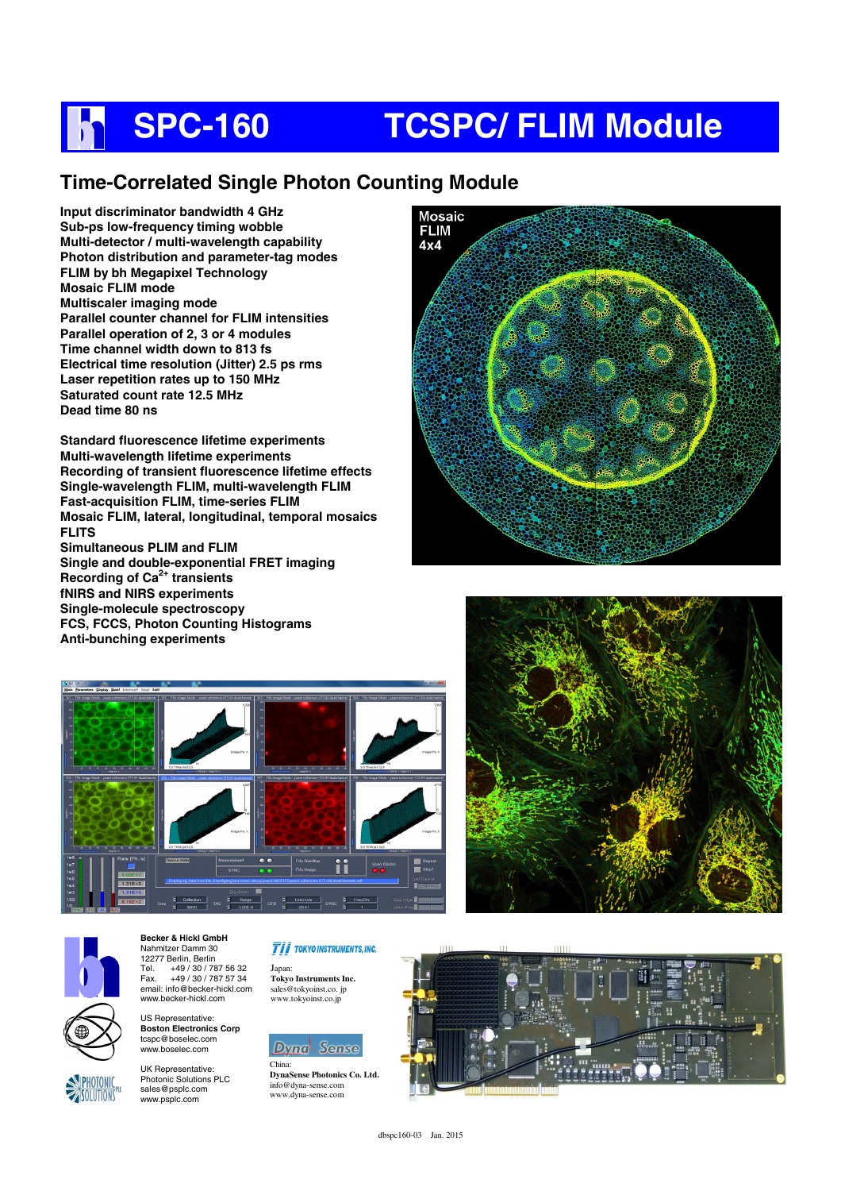# SPC-160 TCSPC/ FLIM Module

## Time-Correlated Single Photon Counting Module

**Input discriminator bandwidth 4 GHz**
**Sub-ps low-frequency timing wobble**
**Multi-detector / multi-wavelength capability**
**Photon distribution and parameter-tag modes**
**FLIM by bh Megapixel Technology**
**Mosaic FLIM mode**
**Multiscaler imaging mode**
**Parallel counter channel for FLIM intensities**
**Parallel operation of 2, 3 or 4 modules**
**Time channel width down to 813 fs**
**Electrical time resolution (Jitter) 2.5 ps rms**
**Laser repetition rates up to 150 MHz**
**Saturated count rate 12.5 MHz**
**Dead time 80 ns**

**Standard fluorescence lifetime experiments**
**Multi-wavelength lifetime experiments**
**Recording of transient fluorescence lifetime effects**
**Single-wavelength FLIM, multi-wavelength FLIM**
**Fast-acquisition FLIM, time-series FLIM**
**Mosaic FLIM, lateral, longitudinal, temporal mosaics**
**FLITS**
**Simultaneous PLIM and FLIM**
**Single and double-exponential FRET imaging**
**Recording of $Ca^{2+}$ transients**
**fNIRS and NIRS experiments**
**Single-molecule spectroscopy**
**FCS, FCCS, Photon Counting Histograms**
**Anti-bunching experiments**

Mosaic FLIM 4x4

**Becker & Hickl GmbH**
Nahmitzer Damm 30
12277 Berlin, Berlin
Tel. +49 / 30 / 787 56 32
Fax. +49 / 30 / 787 57 34
email: info@becker-hickl.com
www.becker-hickl.com

US Representative:
**Boston Electronics Corp**
tcspc@boselec.com
www.boselec.com

UK Representative:
Photonic Solutions PLC
sales@psplc.com
www.psplc.com

TII TOKYO INSTRUMENTS, INC.

Japan:
**Tokyo Instruments Inc.**
sales@tokyoinst.co. jp
www.tokyoinst.co.jp

DynaSense

China:
**DynaSense Photonics Co. Ltd.**
info@dyna-sense.com
www.dyna-sense.com

dbspc160-03 Jan. 2015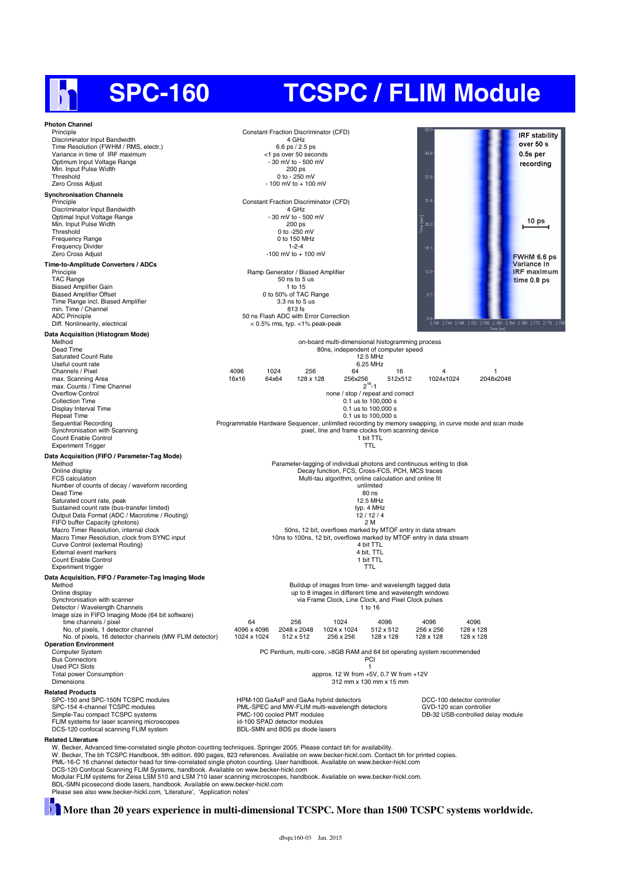# SPC-160 TCSPC / FLIM Module

**Photon Channel**

| | |
|---|---|
| Principle | Constant Fraction Discriminator (CFD) |
| Discriminator Input Bandwidth | 4 GHz |
| Time Resolution (FWHM / RMS, electr.) | 6.6 ps / 2.5 ps |
| Variance in time of IRF maximum | <1 ps over 50 seconds |
| Optimum Input Voltage Range | - 30 mV to - 500 mV |
| Min. Input Pulse Width | 200 ps |
| Threshold | 0 to - 250 mV |
| Zero Cross Adjust | - 100 mV to + 100 mV |

**Synchronisation Channels**

| | |
|---|---|
| Principle | Constant Fraction Discriminator (CFD) |
| Discriminator Input Bandwidth | 4 GHz |
| Optimal Input Voltage Range | - 30 mV to - 500 mV |
| Min. Input Pulse Width | 200 ps |
| Threshold | 0 to -250 mV |
| Frequency Range | 0 to 150 MHz |
| Frequency Divider | 1-2-4 |
| Zero Cross Adjust | -100 mV to + 100 mV |

**Time-to-Amplitude Converters / ADCs**

| | |
|---|---|
| Principle | Ramp Generator / Biased Amplifier |
| TAC Range | 50 ns to 5 us |
| Biased Amplifier Gain | 1 to 15 |
| Biased Amplifier Offset | 0 to 50% of TAC Range |
| Time Range incl. Biased Amplifier | 3.3 ns to 5 us |
| min. Time / Channel | 813 fs |
| ADC Principle | 50 ns Flash ADC with Error Correction |
| Diff. Nonlinearity, electrical | < 0.5% rms, typ. <1% peak-peak |

IRF stability over 50 s
0.5s per recording
10 ps
FWHM 6.6 ps
Variance in IRF maximum time 0.8 ps
Time [sec]
Time [ns]
50.0
43.8
37.6
31.4
25.2
19.1
12.9
6.7
0.5
2.140 2.144 2.148 2.152 2.156 2.160 2.164 2.168 2.172 2.176 2.180

**Data Acquisition (Histogram Mode)**

| | | | | | | | |
|---|---|---|---|---|---|---|---|
| Method | on-board multi-dimensional histogramming process | | | | | | |
| Dead Time | 80ns, independent of computer speed | | | | | | |
| Saturated Count Rate | 12.5 MHz | | | | | | |
| Useful count rate | 6.25 MHz | | | | | | |
| Channels / Pixel | 4096 | 1024 | 256 | 64 | 16 | 4 | 1 |
| max. Scanning Area | 16x16 | 64x64 | 128 x 128 | 256x256 | 512x512 | 1024x1024 | 2048x2048 |
| max. Counts / Time Channel | $2^{16}$-1 | | | | | | |
| Overflow Control | none / stop / repeat and correct | | | | | | |
| Collection Time | 0.1 us to 100,000 s | | | | | | |
| Display Interval Time | 0.1 us to 100,000 s | | | | | | |
| Repeat Time | 0.1 us to 100,000 s | | | | | | |
| Sequential Recording | Programmable Hardware Sequencer, unlimited recording by memory swapping, in curve mode and scan mode | | | | | | |
| Synchronisation with Scanning | pixel, line and frame clocks from scanning device | | | | | | |
| Count Enable Control | 1 bit TTL | | | | | | |
| Experiment Trigger | TTL | | | | | | |

**Data Acquisition (FIFO / Parameter-Tag Mode)**

| | |
|---|---|
| Method | Parameter-tagging of individual photons and continuous writing to disk |
| Online display | Decay function, FCS, Cross-FCS, PCH, MCS traces |
| FCS calculation | Multi-tau algorithm, online calculation and online fit |
| Number of counts of decay / waveform recording | unlimited |
| Dead Time | 80 ns |
| Saturated count rate, peak | 12.5 MHz |
| Sustained count rate (bus-transfer limited) | typ. 4 MHz |
| Output Data Format (ADC / Macrotime / Routing) | 12 / 12 / 4 |
| FIFO buffer Capacity (photons) | 2 M |
| Macro Timer Resolution, internal clock | 50ns, 12 bit, overflows marked by MTOF entry in data stream |
| Macro Timer Resolution, clock from SYNC input | 10ns to 100ns, 12 bit, overflows marked by MTOF entry in data stream |
| Curve Control (external Routing) | 4 bit TTL |
| External event markers | 4 bit, TTL |
| Count Enable Control | 1 bit, TTL |
| Experiment trigger | TTL |

**Data Acquisition, FIFO / Parameter-Tag Imaging Mode**

| | | | | | | |
|---|---|---|---|---|---|---|
| Method | Buildup of images from time- and wavelength tagged data | | | | | |
| Online display | up to 8 images in different time and wavelength windows | | | | | |
| Synchronisation with scanner | via Frame Clock, Line Clock, and Pixel Clock pulses | | | | | |
| Detector / Wavelength Channels | 1 to 16 | | | | | |
| Image size in FIFO Imaging Mode (64 bit software) | | | | | | |
| time channels / pixel | 64 | 256 | 1024 | 4096 | 4096 | 4096 |
| No. of pixels, 1 detector channel | 4096 x 4096 | 2048 x 2048 | 1024 x 1024 | 512 x 512 | 256 x 256 | 128 x 128 |
| No. of pixels, 16 detector channels (MW FLIM detector) | 1024 x 1024 | 512 x 512 | 256 x 256 | 128 x 128 | 128 x 128 | 128 x 128 |

**Operation Environment**

| | |
|---|---|
| Computer System | PC Pentium, multi-core, >8GB RAM and 64 bit operating system recommended |
| Bus Connectors | PCI |
| Used PCI Slots | 1 |
| Total power Consumption | approx. 12 W from +5V, 0.7 W from +12V |
| Dimensions | 312 mm x 130 mm x 15 mm |

**Related Products**

- SPC-150 and SPC-150N TCSPC modules
- SPC-154 4-channel TCSPC modules
- Simple-Tau compact TCSPC systems
- FLIM systems for laser scanning microscopes
- DCS-120 confocal scanning FLIM system
- HPM-100 GaAsP and GaAs hybrid detectors
- PML-SPEC and MW-FLIM multi-wavelength detectors
- PMC-100 cooled PMT modules
- id-100 SPAD detector modules
- BDL-SMN and BDS ps diode lasers
- DCC-100 detector controller
- GVD-120 scan controller
- DB-32 USB-controlled delay module

**Related Literature**

W. Becker, Advanced time-correlated single photon counting techniques. Springer 2005. Please contact bh for availability.
W. Becker, The bh TCSPC Handbook, 5th edition. 690 pages, 823 references. Available on www.becker-hickl.com. Contact bh for printed copies.
PML-16-C 16 channel detector head for time-correlated single photon counting. User handbook. Available on www.becker-hickl.com
DCS-120 Confocal Scanning FLIM Systems, handbook. Available on www.becker-hickl.com
Modular FLIM systems for Zeiss LSM 510 and LSM 710 laser scanning microscopes, handbook. Available on www.becker-hickl.com.
BDL-SMN picosecond diode lasers, handbook. Available on www.becker-hickl.com
Please see also www.becker-hickl.com, 'Literature', 'Application notes'

**More than 20 years experience in multi-dimensional TCSPC. More than 1500 TCSPC systems worldwide.**

dbspc160-03 Jan. 2015